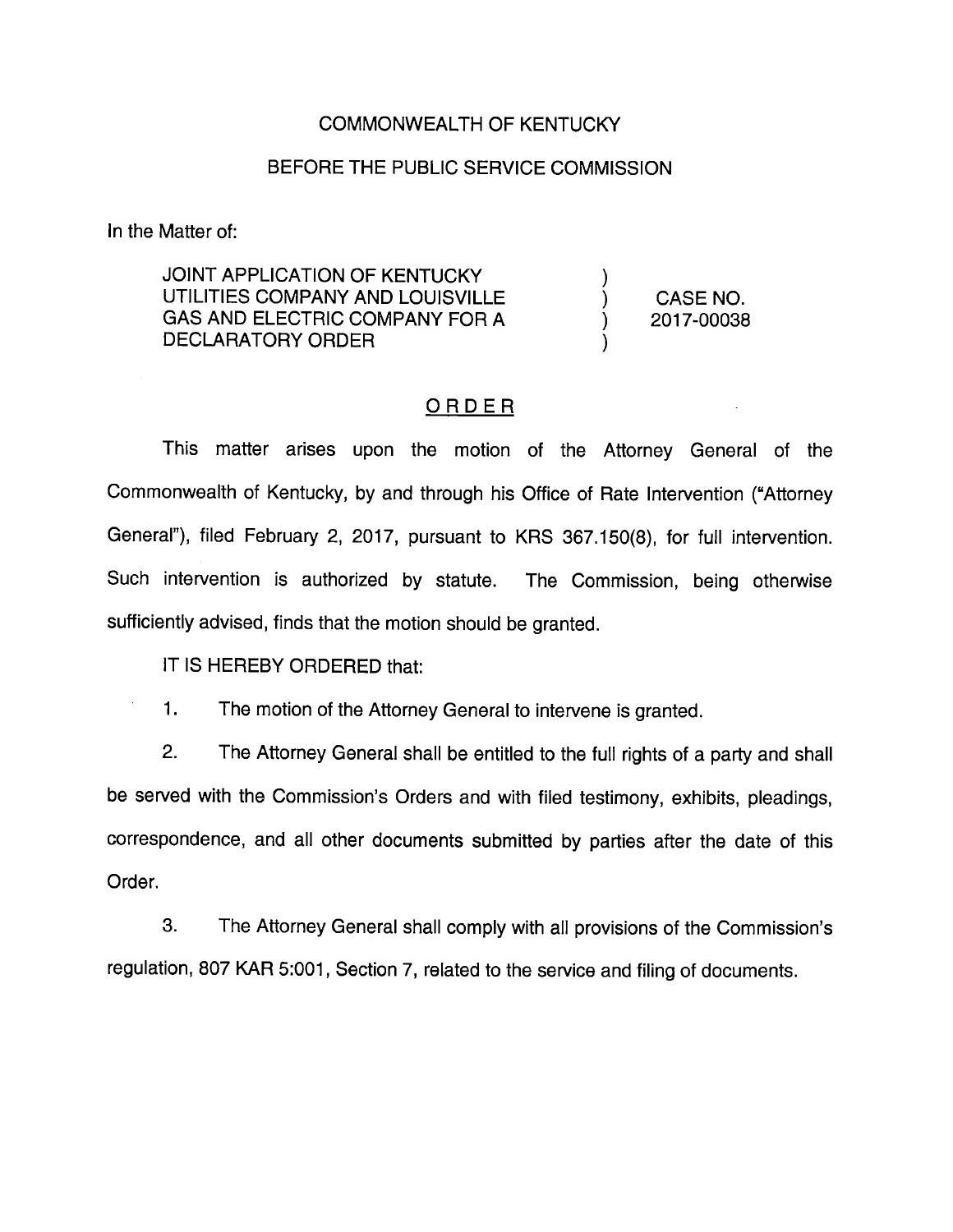COMMONWEALTH OF KENTUCKY

BEFORE THE PUBLIC SERVICE COMMISSION

In the Matter of:

JOINT APPLICATION OF KENTUCKY UTILITIES COMPANY AND LOUISVILLE GAS AND ELECTRIC COMPANY FOR A DECLARATORY ORDER ) CASE NO. 2017-00038

## ORDER

This matter arises upon the motion of the Attorney General of the Commonwealth of Kentucky, by and through his Office of Rate Intervention ("Attorney General"), filed February 2, 2017, pursuant to KRS 367.150(8), for full intervention. Such intervention is authorized by statute. The Commission, being otherwise sufficiently advised, finds that the motion should be granted.

IT IS HEREBY ORDERED that:

1. The motion of the Attorney General to intervene is granted.

2. The Attorney General shall be entitled to the full rights of a party and shall be served with the Commission's Orders and with filed testimony, exhibits, pleadings, correspondence, and all other documents submitted by parties after the date of this Order.

3. The Attorney General shall comply with all provisions of the Commission's regulation, 807 KAR 5:001, Section 7, related to the service and filing of documents.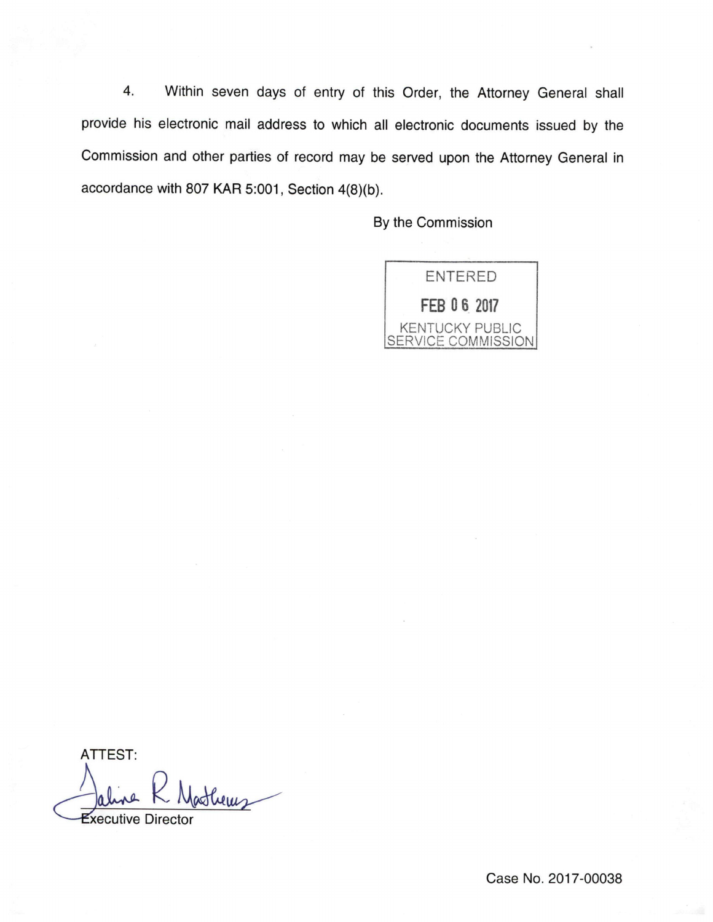4. Within seven days of entry of this Order, the Attorney General shall provide his electronic mail address to which all electronic documents issued by the Commission and other parties of record may be served upon the Attorney General in accordance with 807 KAR 5:001, Section 4(8)(b).

By the Commission

ENTERED
FEB 06 2017
KENTUCKY PUBLIC SERVICE COMMISSION

ATTEST:

Executive Director

Case No. 2017-00038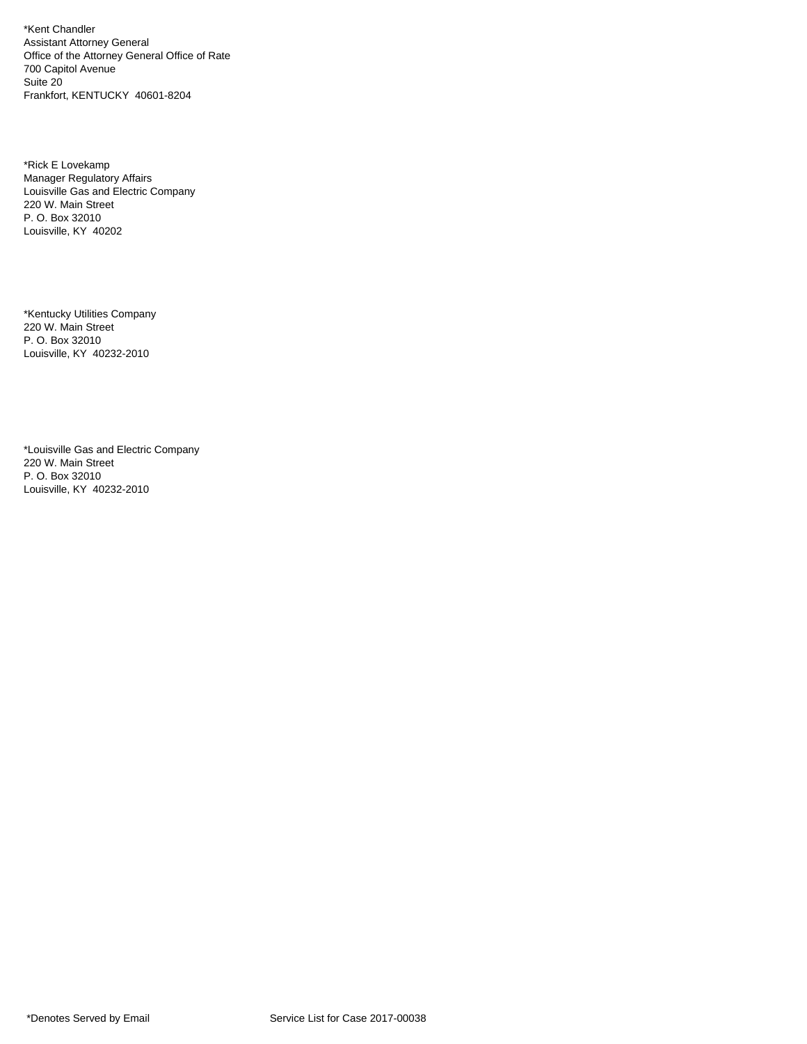*Kent Chandler
Assistant Attorney General
Office of the Attorney General Office of Rate
700 Capitol Avenue
Suite 20
Frankfort, KENTUCKY  40601-8204

*Rick E Lovekamp
Manager Regulatory Affairs
Louisville Gas and Electric Company
220 W. Main Street
P. O. Box 32010
Louisville, KY  40202

*Kentucky Utilities Company
220 W. Main Street
P. O. Box 32010
Louisville, KY  40232-2010

*Louisville Gas and Electric Company
220 W. Main Street
P. O. Box 32010
Louisville, KY  40232-2010

*Denotes Served by Email

Service List for Case 2017-00038